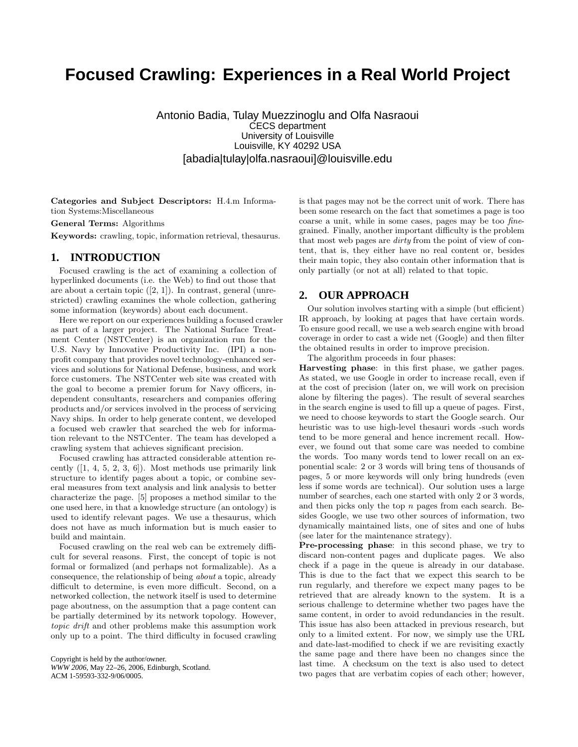# Focused Crawling: Experiences in a Real World Project

Antonio Badia, Tulay Muezzinoglu and Olfa Nasraoui
CECS department
University of Louisville
Louisville, KY 40292 USA
[abadia|tulay|olfa.nasraoui]@louisville.edu

**Categories and Subject Descriptors:** H.4.m Information Systems:Miscellaneous

**General Terms:** Algorithms

**Keywords:** crawling, topic, information retrieval, thesaurus.

## 1. INTRODUCTION

Focused crawling is the act of examining a collection of hyperlinked documents (i.e. the Web) to find out those that are about a certain topic ([2, 1]). In contrast, general (unrestricted) crawling examines the whole collection, gathering some information (keywords) about each document.

Here we report on our experiences building a focused crawler as part of a larger project. The National Surface Treatment Center (NSTCenter) is an organization run for the U.S. Navy by Innovative Productivity Inc. (IPI) a non-profit company that provides novel technology-enhanced services and solutions for National Defense, business, and work force customers. The NSTCenter web site was created with the goal to become a premier forum for Navy officers, independent consultants, researchers and companies offering products and/or services involved in the process of servicing Navy ships. In order to help generate content, we developed a focused web crawler that searched the web for information relevant to the NSTCenter. The team has developed a crawling system that achieves significant precision.

Focused crawling has attracted considerable attention recently ([1, 4, 5, 2, 3, 6]). Most methods use primarily link structure to identify pages about a topic, or combine several measures from text analysis and link analysis to better characterize the page. [5] proposes a method similar to the one used here, in that a knowledge structure (an ontology) is used to identify relevant pages. We use a thesaurus, which does not have as much information but is much easier to build and maintain.

Focused crawling on the real web can be extremely difficult for several reasons. First, the concept of topic is not formal or formalized (and perhaps not formalizable). As a consequence, the relationship of being *about* a topic, already difficult to determine, is even more difficult. Second, on a networked collection, the network itself is used to determine page aboutness, on the assumption that a page content can be partially determined by its network topology. However, *topic drift* and other problems make this assumption work only up to a point. The third difficulty in focused crawling is that pages may not be the correct unit of work. There has been some research on the fact that sometimes a page is too coarse a unit, while in some cases, pages may be too *fine*-grained. Finally, another important difficulty is the problem that most web pages are *dirty* from the point of view of content, that is, they either have no real content or, besides their main topic, they also contain other information that is only partially (or not at all) related to that topic.

Copyright is held by the author/owner.
*WWW 2006*, May 22–26, 2006, Edinburgh, Scotland.
ACM 1-59593-332-9/06/0005.

## 2. OUR APPROACH

Our solution involves starting with a simple (but efficient) IR approach, by looking at pages that have certain words. To ensure good recall, we use a web search engine with broad coverage in order to cast a wide net (Google) and then filter the obtained results in order to improve precision.

The algorithm proceeds in four phases:

**Harvesting phase**: in this first phase, we gather pages. As stated, we use Google in order to increase recall, even if at the cost of precision (later on, we will work on precision alone by filtering the pages). The result of several searches in the search engine is used to fill up a queue of pages. First, we need to choose keywords to start the Google search. Our heuristic was to use high-level thesauri words -such words tend to be more general and hence increment recall. However, we found out that some care was needed to combine the words. Too many words tend to lower recall on an exponential scale: 2 or 3 words will bring tens of thousands of pages, 5 or more keywords will only bring hundreds (even less if some words are technical). Our solution uses a large number of searches, each one started with only 2 or 3 words, and then picks only the top $n$ pages from each search. Besides Google, we use two other sources of information, two dynamically maintained lists, one of sites and one of hubs (see later for the maintenance strategy).

**Pre-processing phase**: in this second phase, we try to discard non-content pages and duplicate pages. We also check if a page in the queue is already in our database. This is due to the fact that we expect this search to be run regularly, and therefore we expect many pages to be retrieved that are already known to the system. It is a serious challenge to determine whether two pages have the same content, in order to avoid redundancies in the result. This issue has also been attacked in previous research, but only to a limited extent. For now, we simply use the URL and date-last-modified to check if we are revisiting exactly the same page and there have been no changes since the last time. A checksum on the text is also used to detect two pages that are verbatim copies of each other; however,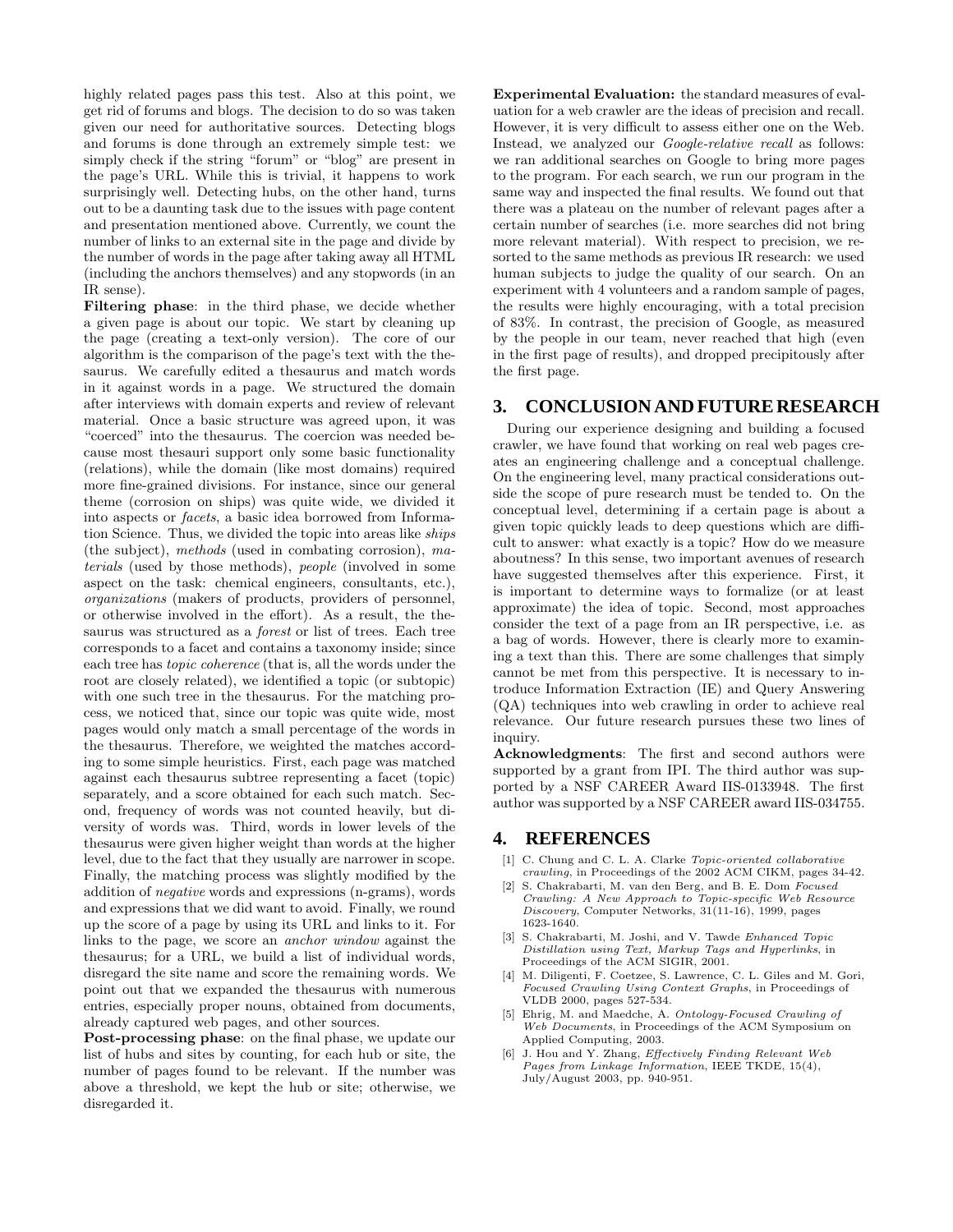highly related pages pass this test. Also at this point, we get rid of forums and blogs. The decision to do so was taken given our need for authoritative sources. Detecting blogs and forums is done through an extremely simple test: we simply check if the string "forum" or "blog" are present in the page's URL. While this is trivial, it happens to work surprisingly well. Detecting hubs, on the other hand, turns out to be a daunting task due to the issues with page content and presentation mentioned above. Currently, we count the number of links to an external site in the page and divide by the number of words in the page after taking away all HTML (including the anchors themselves) and any stopwords (in an IR sense).

**Filtering phase**: in the third phase, we decide whether a given page is about our topic. We start by cleaning up the page (creating a text-only version). The core of our algorithm is the comparison of the page's text with the thesaurus. We carefully edited a thesaurus and match words in it against words in a page. We structured the domain after interviews with domain experts and review of relevant material. Once a basic structure was agreed upon, it was "coerced" into the thesaurus. The coercion was needed because most thesauri support only some basic functionality (relations), while the domain (like most domains) required more fine-grained divisions. For instance, since our general theme (corrosion on ships) was quite wide, we divided it into aspects or *facets*, a basic idea borrowed from Information Science. Thus, we divided the topic into areas like *ships* (the subject), *methods* (used in combating corrosion), *materials* (used by those methods), *people* (involved in some aspect on the task: chemical engineers, consultants, etc.), *organizations* (makers of products, providers of personnel, or otherwise involved in the effort). As a result, the thesaurus was structured as a *forest* or list of trees. Each tree corresponds to a facet and contains a taxonomy inside; since each tree has *topic coherence* (that is, all the words under the root are closely related), we identified a topic (or subtopic) with one such tree in the thesaurus. For the matching process, we noticed that, since our topic was quite wide, most pages would only match a small percentage of the words in the thesaurus. Therefore, we weighted the matches according to some simple heuristics. First, each page was matched against each thesaurus subtree representing a facet (topic) separately, and a score obtained for each such match. Second, frequency of words was not counted heavily, but diversity of words was. Third, words in lower levels of the thesaurus were given higher weight than words at the higher level, due to the fact that they usually are narrower in scope. Finally, the matching process was slightly modified by the addition of *negative* words and expressions (n-grams), words and expressions that we did want to avoid. Finally, we round up the score of a page by using its URL and links to it. For links to the page, we score an *anchor window* against the thesaurus; for a URL, we build a list of individual words, disregard the site name and score the remaining words. We point out that we expanded the thesaurus with numerous entries, especially proper nouns, obtained from documents, already captured web pages, and other sources.

**Post-processing phase**: on the final phase, we update our list of hubs and sites by counting, for each hub or site, the number of pages found to be relevant. If the number was above a threshold, we kept the hub or site; otherwise, we disregarded it.

**Experimental Evaluation:** the standard measures of evaluation for a web crawler are the ideas of precision and recall. However, it is very difficult to assess either one on the Web. Instead, we analyzed our *Google-relative recall* as follows: we ran additional searches on Google to bring more pages to the program. For each search, we run our program in the same way and inspected the final results. We found out that there was a plateau on the number of relevant pages after a certain number of searches (i.e. more searches did not bring more relevant material). With respect to precision, we resorted to the same methods as previous IR research: we used human subjects to judge the quality of our search. On an experiment with 4 volunteers and a random sample of pages, the results were highly encouraging, with a total precision of 83%. In contrast, the precision of Google, as measured by the people in our team, never reached that high (even in the first page of results), and dropped precipitously after the first page.

## 3. CONCLUSION AND FUTURE RESEARCH

During our experience designing and building a focused crawler, we have found that working on real web pages creates an engineering challenge and a conceptual challenge. On the engineering level, many practical considerations outside the scope of pure research must be tended to. On the conceptual level, determining if a certain page is about a given topic quickly leads to deep questions which are difficult to answer: what exactly is a topic? How do we measure aboutness? In this sense, two important avenues of research have suggested themselves after this experience. First, it is important to determine ways to formalize (or at least approximate) the idea of topic. Second, most approaches consider the text of a page from an IR perspective, i.e. as a bag of words. However, there is clearly more to examining a text than this. There are some challenges that simply cannot be met from this perspective. It is necessary to introduce Information Extraction (IE) and Query Answering (QA) techniques into web crawling in order to achieve real relevance. Our future research pursues these two lines of inquiry.

**Acknowledgments**: The first and second authors were supported by a grant from IPI. The third author was supported by a NSF CAREER Award IIS-0133948. The first author was supported by a NSF CAREER award IIS-034755.

## 4. REFERENCES

[1] C. Chung and C. L. A. Clarke *Topic-oriented collaborative crawling*, in Proceedings of the 2002 ACM CIKM, pages 34-42.

[2] S. Chakrabarti, M. van den Berg, and B. E. Dom *Focused Crawling: A New Approach to Topic-specific Web Resource Discovery*, Computer Networks, 31(11-16), 1999, pages 1623-1640.

[3] S. Chakrabarti, M. Joshi, and V. Tawde *Enhanced Topic Distillation using Text, Markup Tags and Hyperlinks*, in Proceedings of the ACM SIGIR, 2001.

[4] M. Diligenti, F. Coetzee, S. Lawrence, C. L. Giles and M. Gori, *Focused Crawling Using Context Graphs*, in Proceedings of VLDB 2000, pages 527-534.

[5] Ehrig, M. and Maedche, A. *Ontology-Focused Crawling of Web Documents*, in Proceedings of the ACM Symposium on Applied Computing, 2003.

[6] J. Hou and Y. Zhang, *Effectively Finding Relevant Web Pages from Linkage Information*, IEEE TKDE, 15(4), July/August 2003, pp. 940-951.